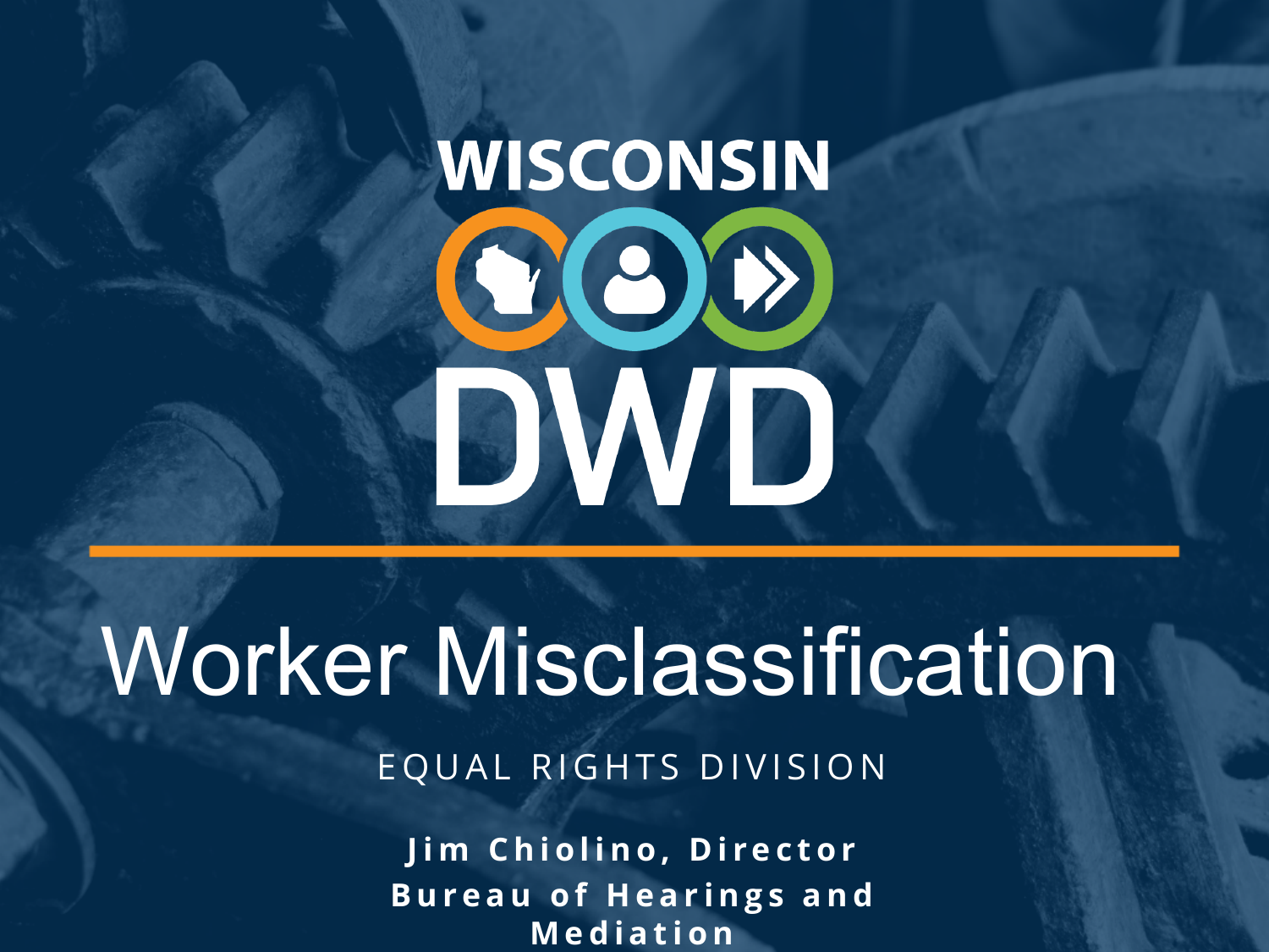WISCONSIN

DWD

# Worker Misclassification

EQUAL RIGHTS DIVISION

**Jim Chiolino, Director**
**Bureau of Hearings and Mediation**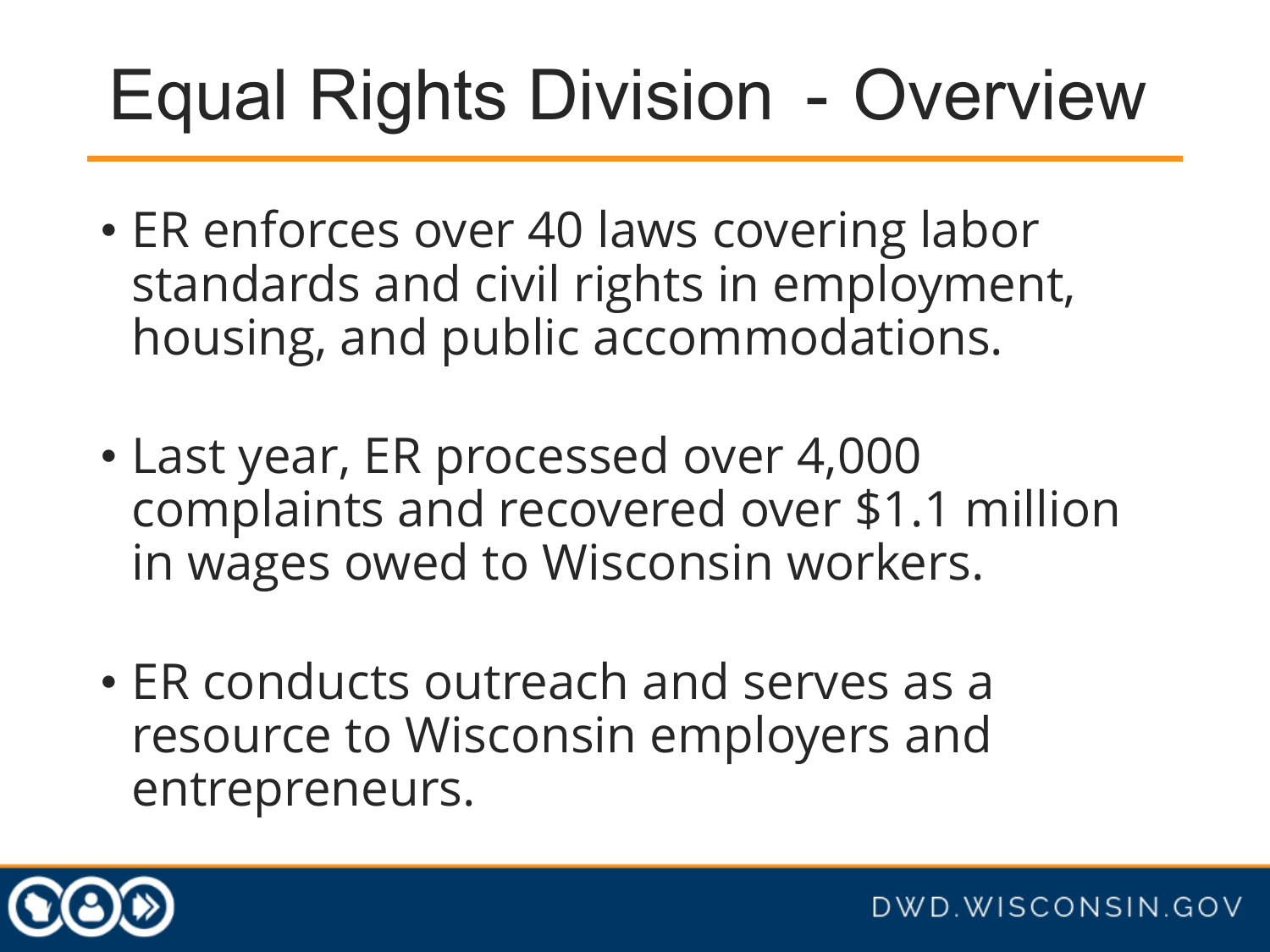# Equal Rights Division - Overview

- ER enforces over 40 laws covering labor standards and civil rights in employment, housing, and public accommodations.
- Last year, ER processed over 4,000 complaints and recovered over $1.1 million in wages owed to Wisconsin workers.
- ER conducts outreach and serves as a resource to Wisconsin employers and entrepreneurs.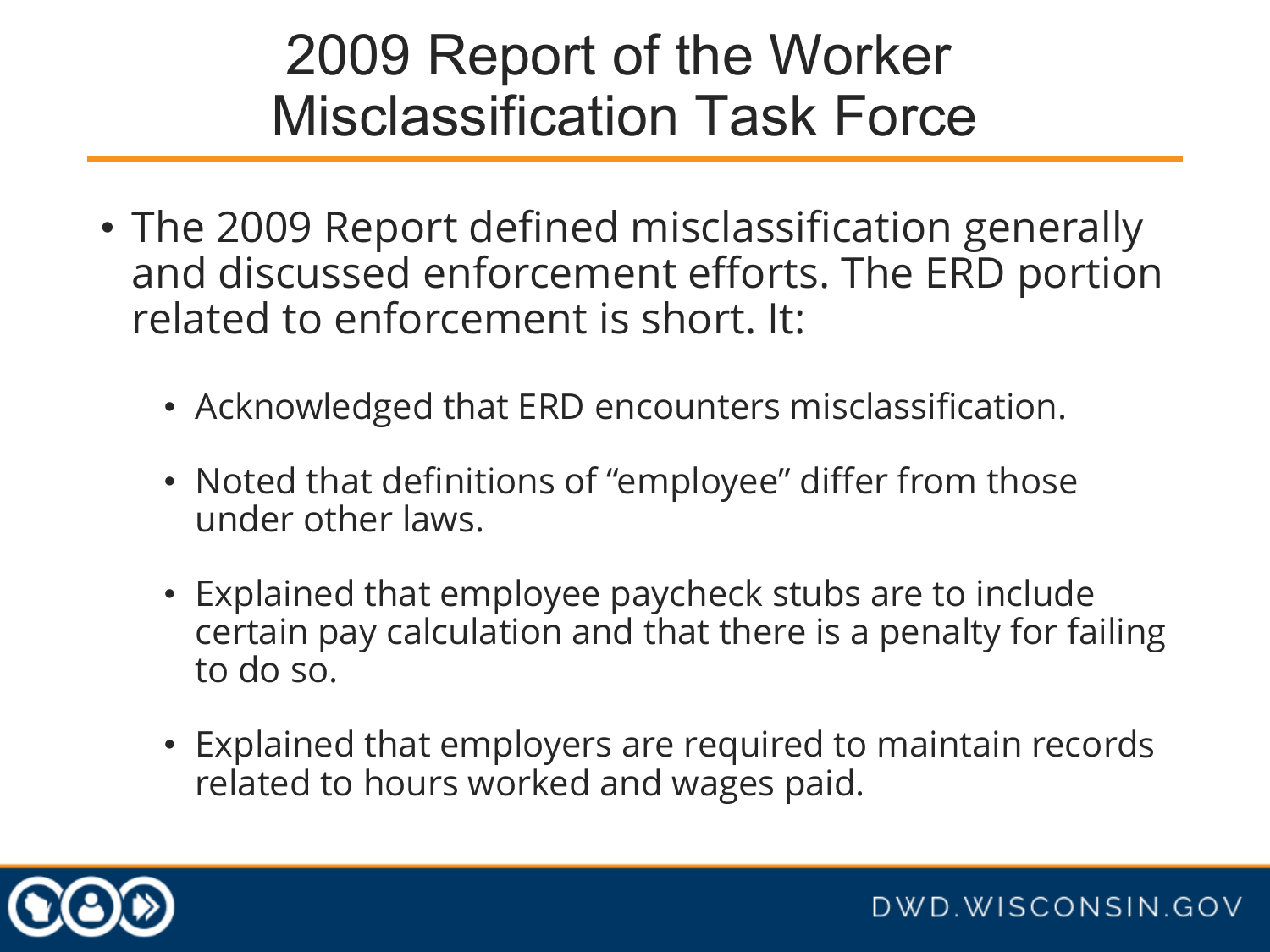# 2009 Report of the Worker Misclassification Task Force

- The 2009 Report defined misclassification generally and discussed enforcement efforts. The ERD portion related to enforcement is short. It:
  - Acknowledged that ERD encounters misclassification.
  - Noted that definitions of “employee” differ from those under other laws.
  - Explained that employee paycheck stubs are to include certain pay calculation and that there is a penalty for failing to do so.
  - Explained that employers are required to maintain records related to hours worked and wages paid.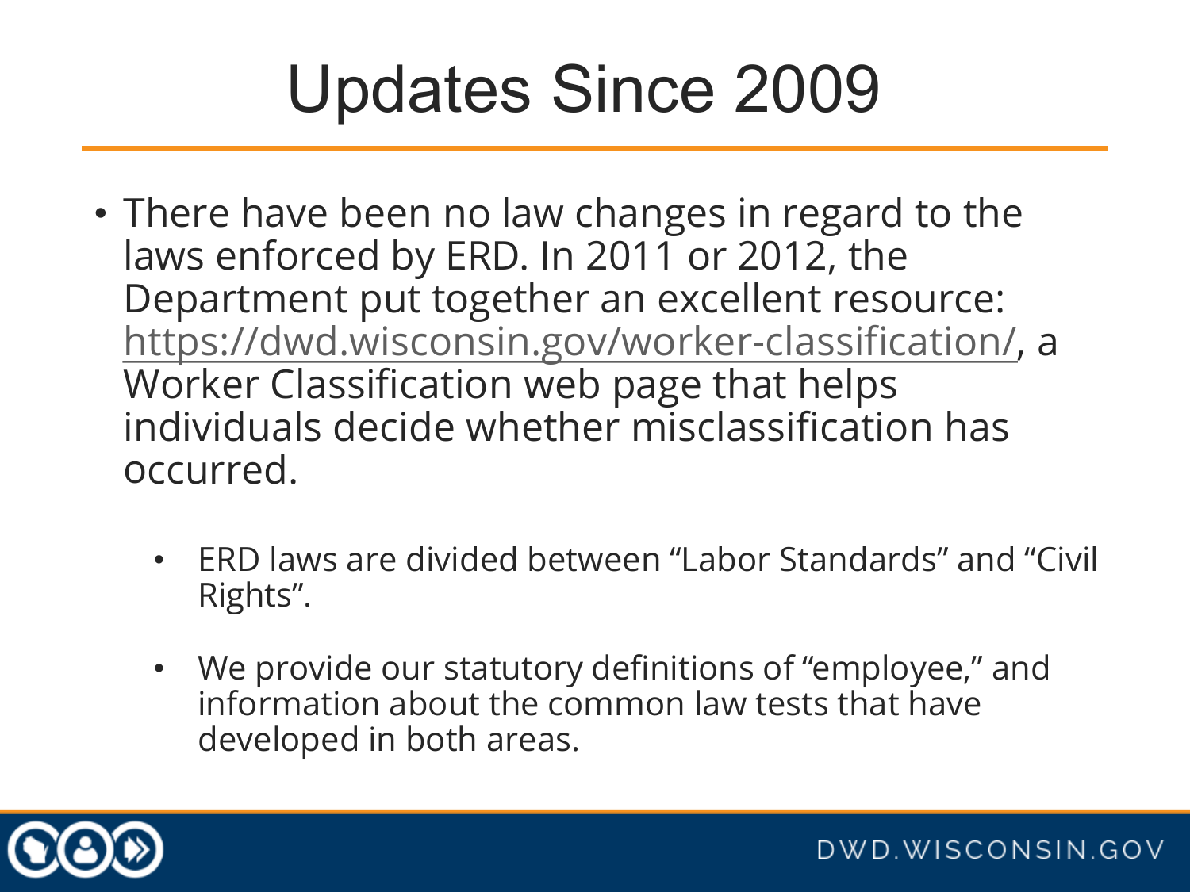# Updates Since 2009

- There have been no law changes in regard to the laws enforced by ERD. In 2011 or 2012, the Department put together an excellent resource: https://dwd.wisconsin.gov/worker-classification/, a Worker Classification web page that helps individuals decide whether misclassification has occurred.
  - ERD laws are divided between “Labor Standards” and “Civil Rights”.
  - We provide our statutory definitions of “employee,” and information about the common law tests that have developed in both areas.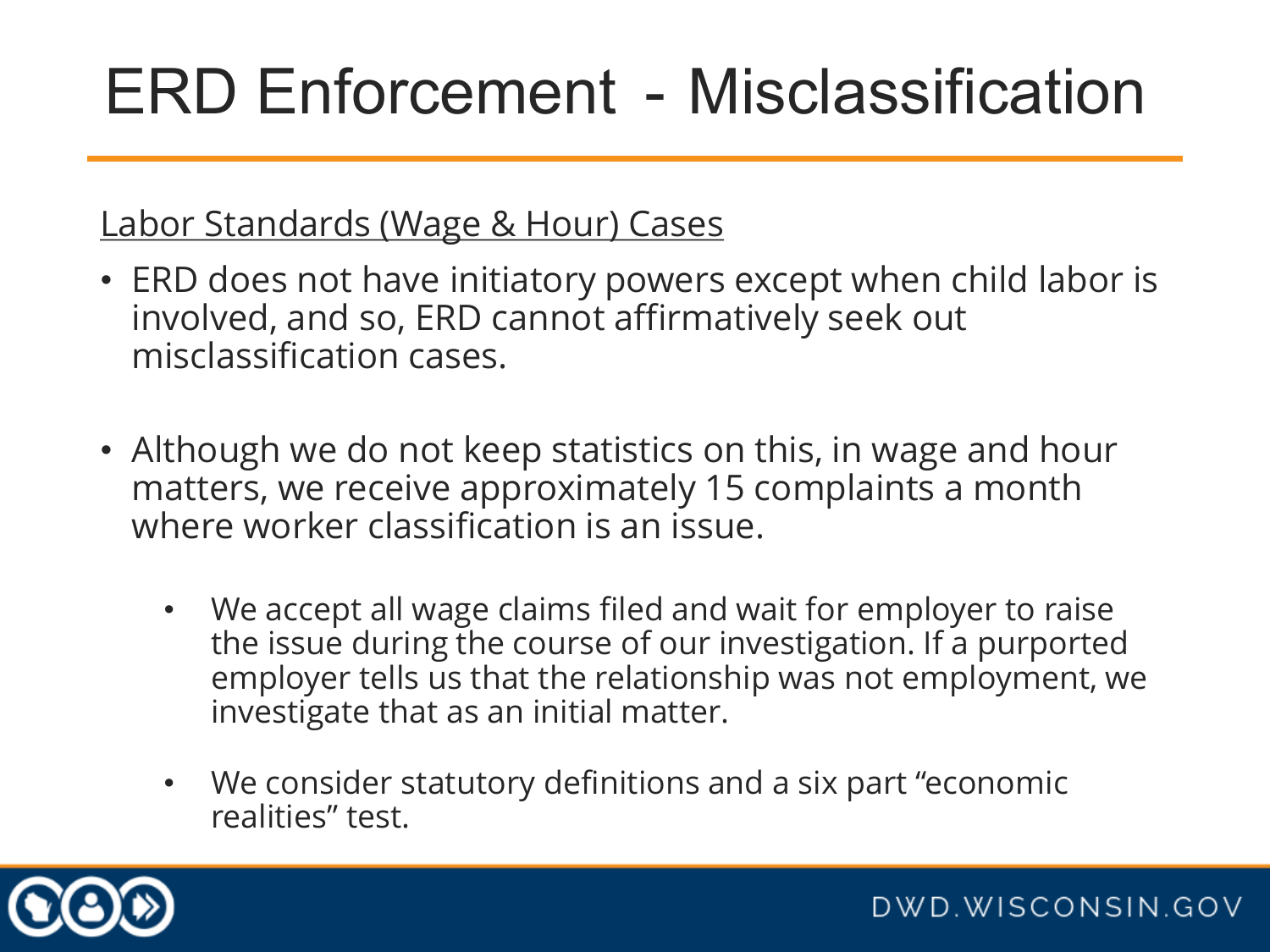# ERD Enforcement - Misclassification

Labor Standards (Wage & Hour) Cases

- ERD does not have initiatory powers except when child labor is involved, and so, ERD cannot affirmatively seek out misclassification cases.
- Although we do not keep statistics on this, in wage and hour matters, we receive approximately 15 complaints a month where worker classification is an issue.
  - We accept all wage claims filed and wait for employer to raise the issue during the course of our investigation. If a purported employer tells us that the relationship was not employment, we investigate that as an initial matter.
  - We consider statutory definitions and a six part "economic realities" test.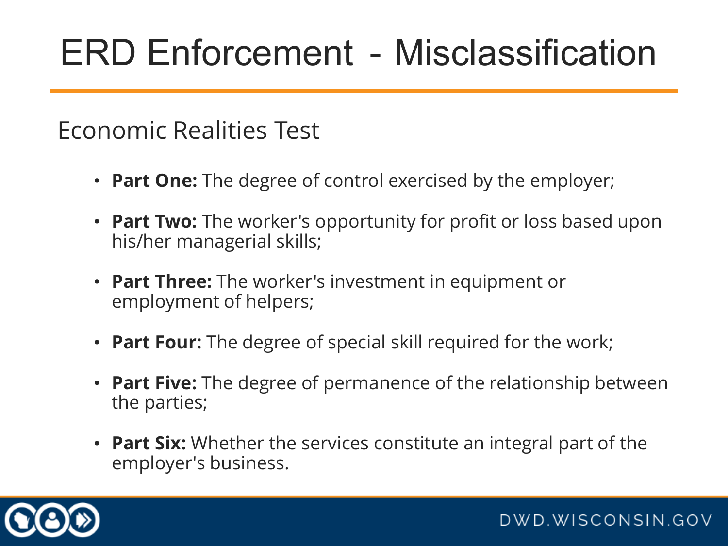# ERD Enforcement - Misclassification

## Economic Realities Test

- **Part One:** The degree of control exercised by the employer;
- **Part Two:** The worker's opportunity for profit or loss based upon his/her managerial skills;
- **Part Three:** The worker's investment in equipment or employment of helpers;
- **Part Four:** The degree of special skill required for the work;
- **Part Five:** The degree of permanence of the relationship between the parties;
- **Part Six:** Whether the services constitute an integral part of the employer's business.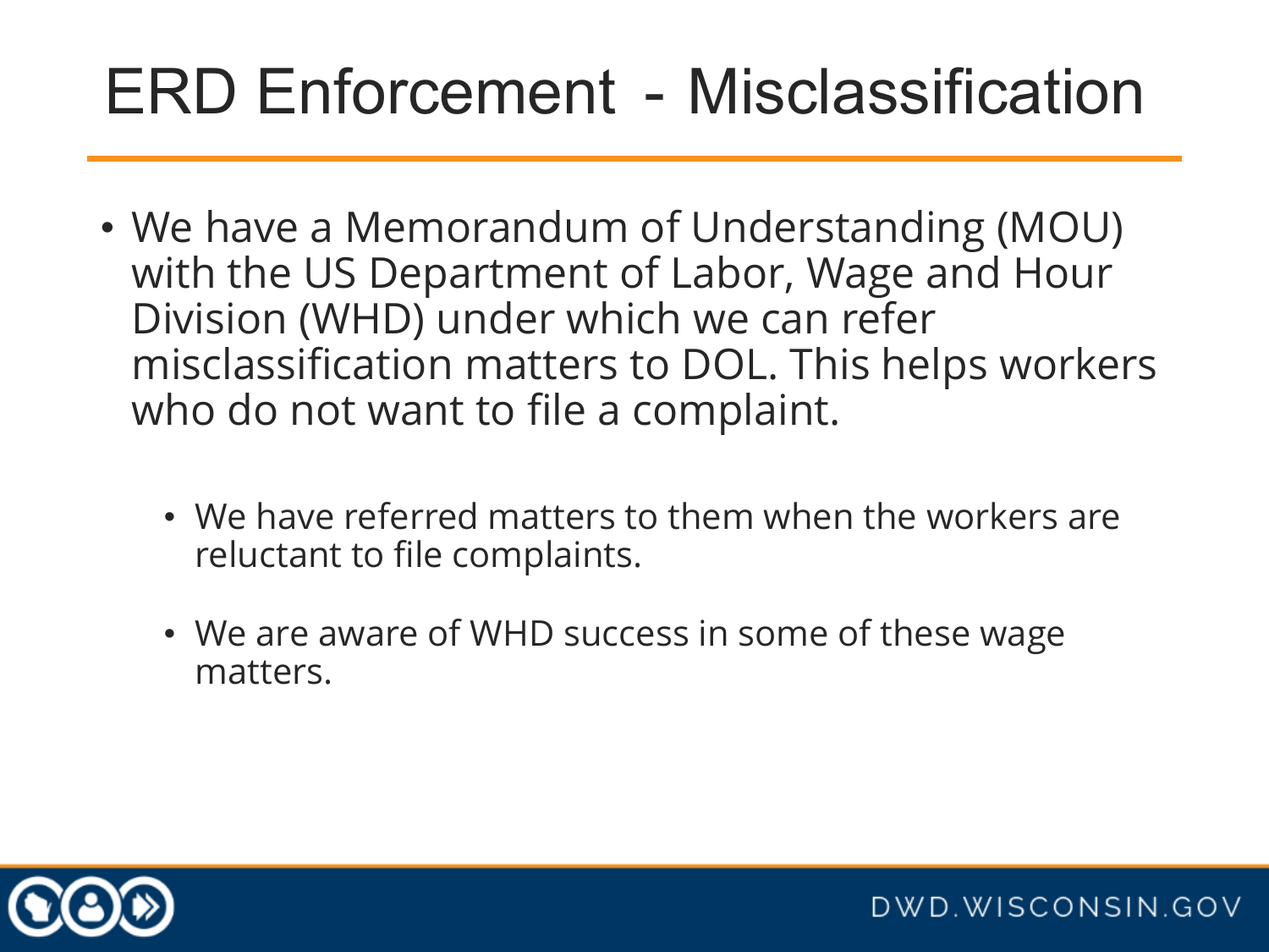# ERD Enforcement - Misclassification

- We have a Memorandum of Understanding (MOU) with the US Department of Labor, Wage and Hour Division (WHD) under which we can refer misclassification matters to DOL. This helps workers who do not want to file a complaint.
  - We have referred matters to them when the workers are reluctant to file complaints.
  - We are aware of WHD success in some of these wage matters.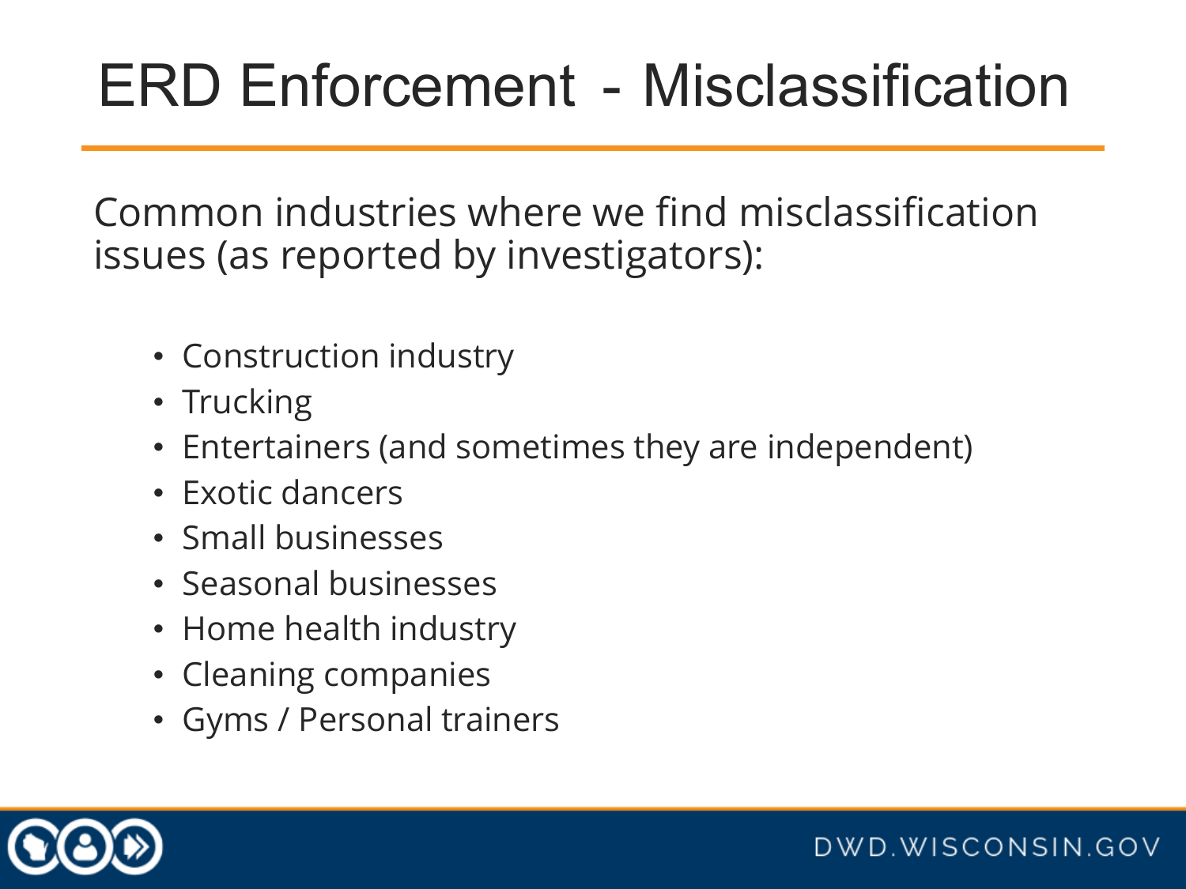# ERD Enforcement - Misclassification

Common industries where we find misclassification issues (as reported by investigators):

- Construction industry
- Trucking
- Entertainers (and sometimes they are independent)
- Exotic dancers
- Small businesses
- Seasonal businesses
- Home health industry
- Cleaning companies
- Gyms / Personal trainers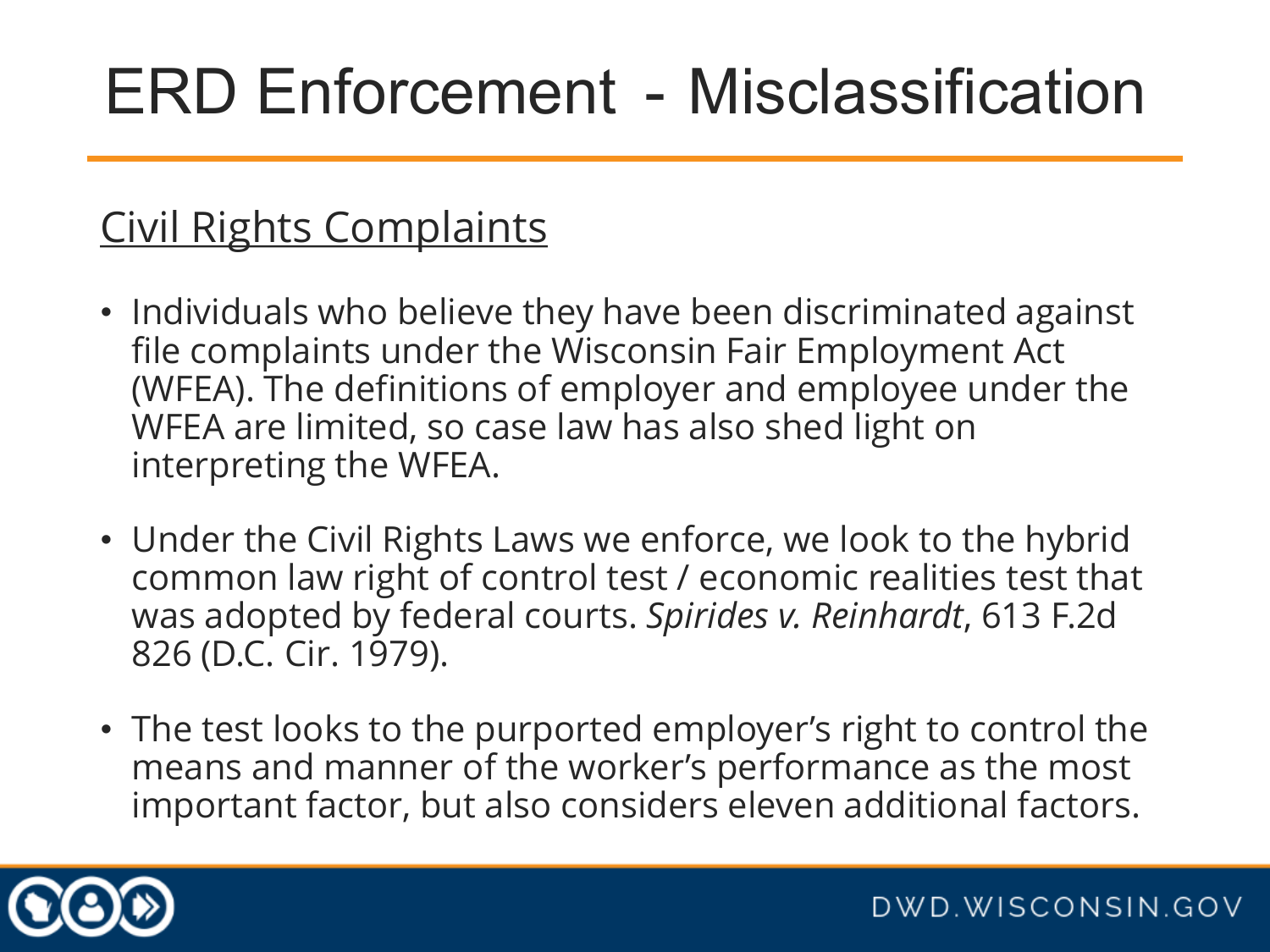# ERD Enforcement - Misclassification

Civil Rights Complaints

- Individuals who believe they have been discriminated against file complaints under the Wisconsin Fair Employment Act (WFEA). The definitions of employer and employee under the WFEA are limited, so case law has also shed light on interpreting the WFEA.
- Under the Civil Rights Laws we enforce, we look to the hybrid common law right of control test / economic realities test that was adopted by federal courts. *Spirides v. Reinhardt*, 613 F.2d 826 (D.C. Cir. 1979).
- The test looks to the purported employer's right to control the means and manner of the worker's performance as the most important factor, but also considers eleven additional factors.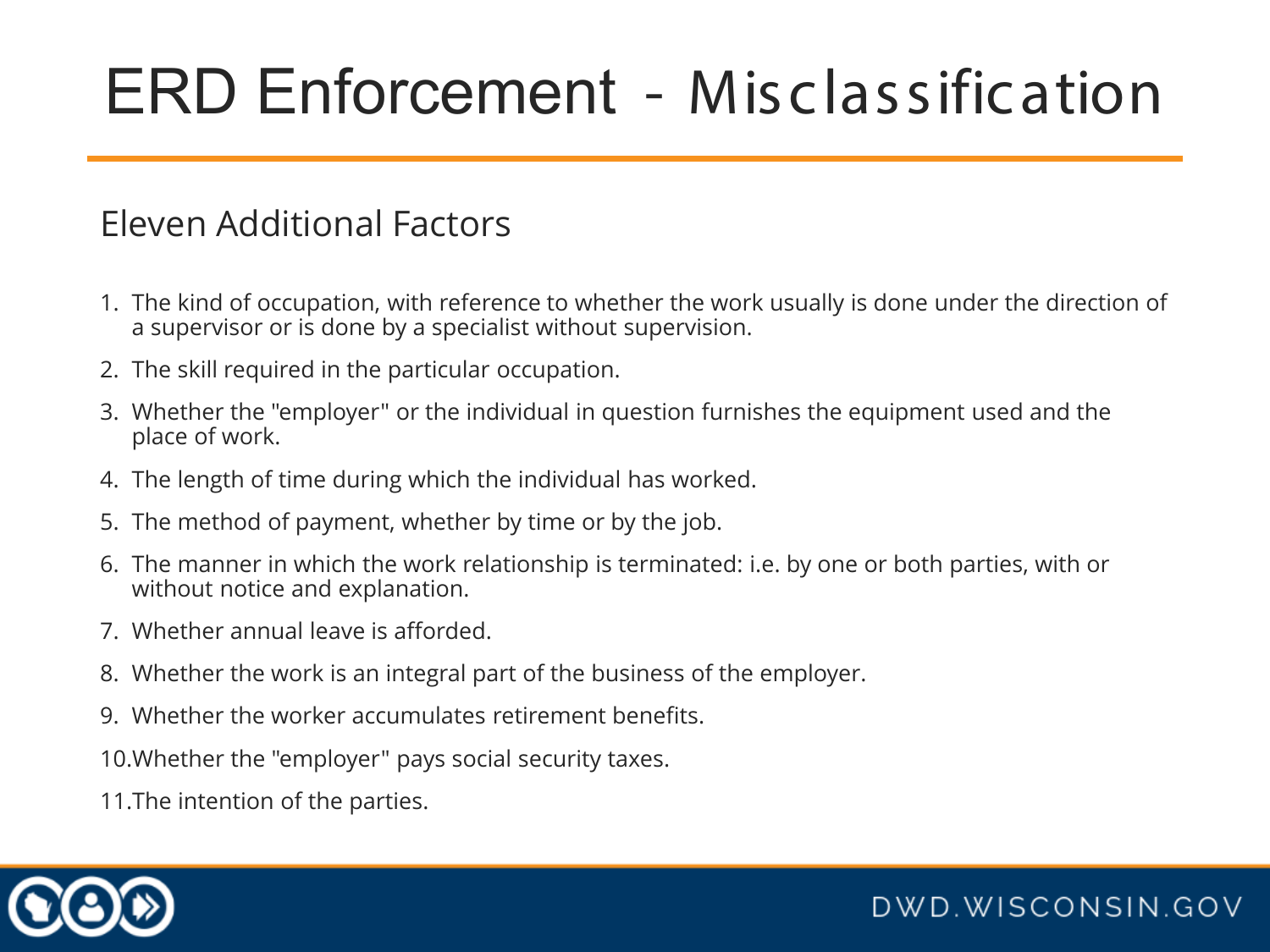# ERD Enforcement - Misclassification

## Eleven Additional Factors

1. The kind of occupation, with reference to whether the work usually is done under the direction of a supervisor or is done by a specialist without supervision.
2. The skill required in the particular occupation.
3. Whether the "employer" or the individual in question furnishes the equipment used and the place of work.
4. The length of time during which the individual has worked.
5. The method of payment, whether by time or by the job.
6. The manner in which the work relationship is terminated: i.e. by one or both parties, with or without notice and explanation.
7. Whether annual leave is afforded.
8. Whether the work is an integral part of the business of the employer.
9. Whether the worker accumulates retirement benefits.
10. Whether the "employer" pays social security taxes.
11. The intention of the parties.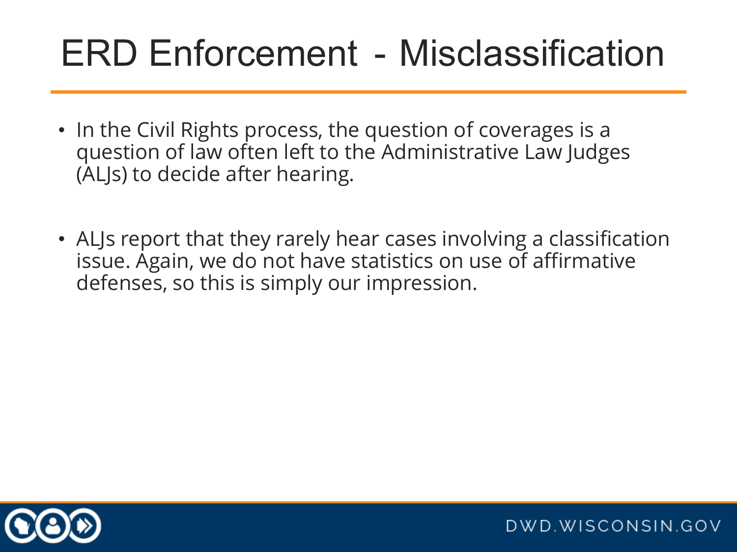# ERD Enforcement - Misclassification

- In the Civil Rights process, the question of coverages is a question of law often left to the Administrative Law Judges (ALJs) to decide after hearing.
- ALJs report that they rarely hear cases involving a classification issue. Again, we do not have statistics on use of affirmative defenses, so this is simply our impression.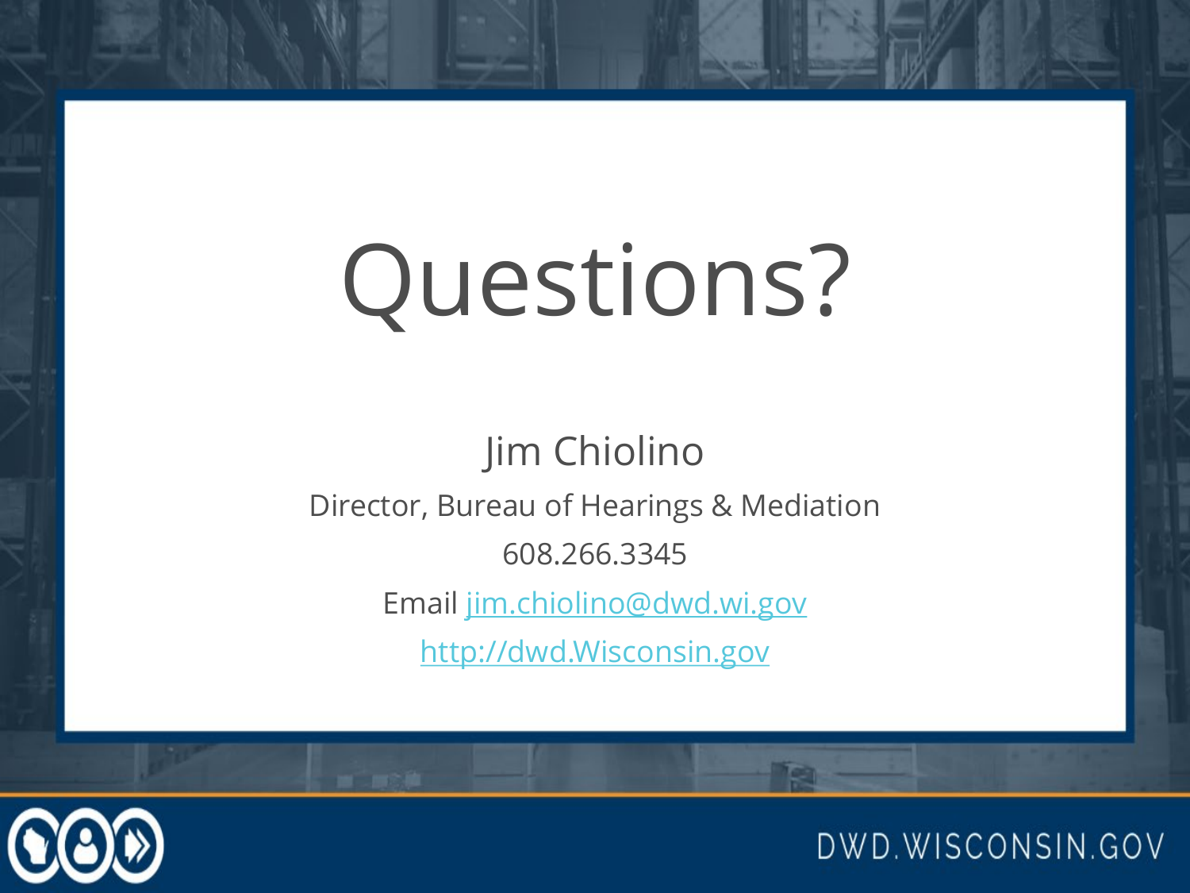# Questions?

Jim Chiolino

Director, Bureau of Hearings & Mediation

608.266.3345

Email jim.chiolino@dwd.wi.gov

http://dwd.Wisconsin.gov

DWD.WISCONSIN.GOV